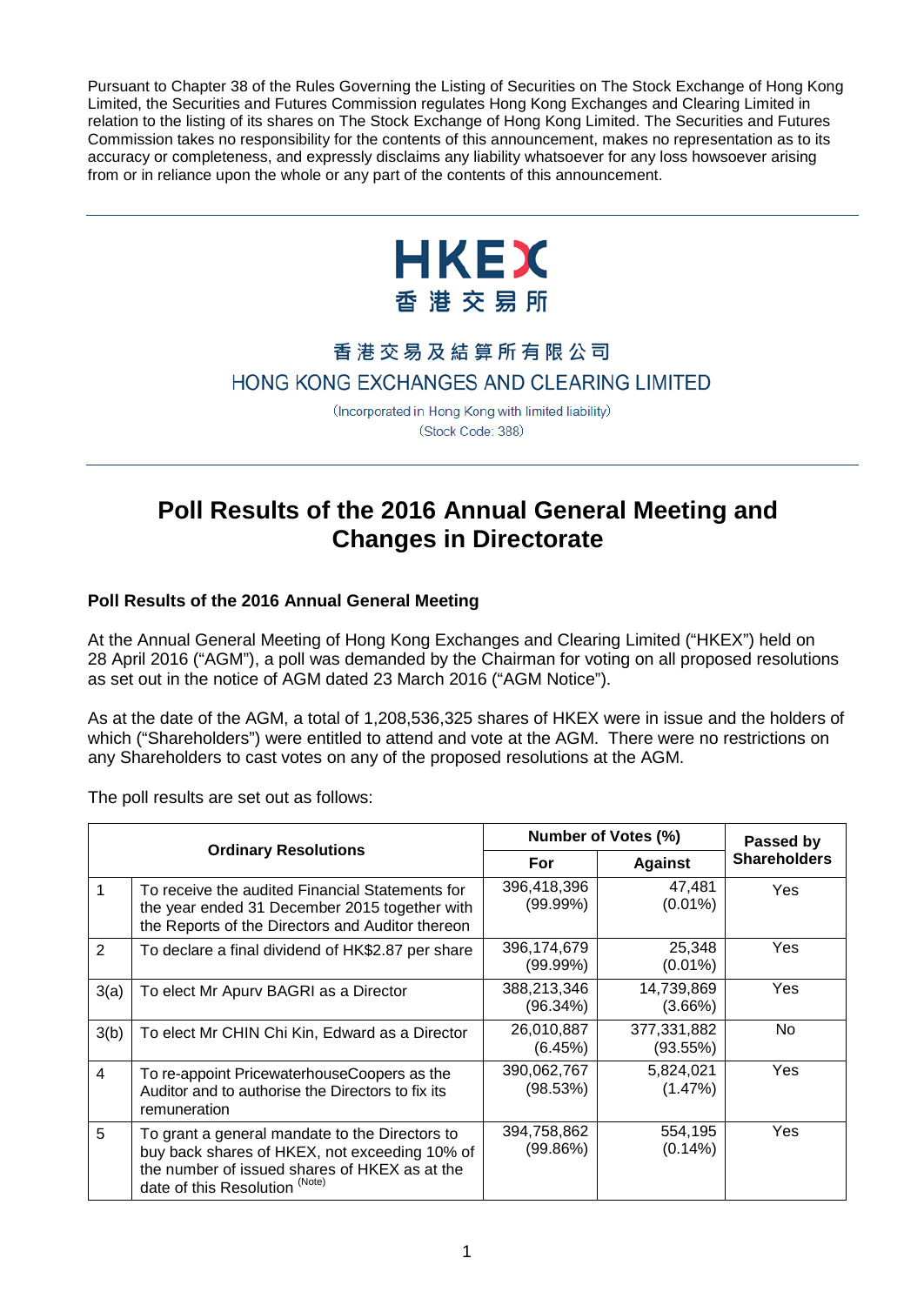Pursuant to Chapter 38 of the Rules Governing the Listing of Securities on The Stock Exchange of Hong Kong Limited, the Securities and Futures Commission regulates Hong Kong Exchanges and Clearing Limited in relation to the listing of its shares on The Stock Exchange of Hong Kong Limited. The Securities and Futures Commission takes no responsibility for the contents of this announcement, makes no representation as to its accuracy or completeness, and expressly disclaims any liability whatsoever for any loss howsoever arising from or in reliance upon the whole or any part of the contents of this announcement.

HKEX
香港交易所

香港交易及結算所有限公司
HONG KONG EXCHANGES AND CLEARING LIMITED

(Incorporated in Hong Kong with limited liability)
(Stock Code: 388)

# Poll Results of the 2016 Annual General Meeting and Changes in Directorate

## Poll Results of the 2016 Annual General Meeting

At the Annual General Meeting of Hong Kong Exchanges and Clearing Limited ("HKEX") held on 28 April 2016 ("AGM"), a poll was demanded by the Chairman for voting on all proposed resolutions as set out in the notice of AGM dated 23 March 2016 ("AGM Notice").

As at the date of the AGM, a total of 1,208,536,325 shares of HKEX were in issue and the holders of which ("Shareholders") were entitled to attend and vote at the AGM. There were no restrictions on any Shareholders to cast votes on any of the proposed resolutions at the AGM.

The poll results are set out as follows:

| Ordinary Resolutions | | Number of Votes (%) | | Passed by Shareholders |
|---|---|---|---|---|
| | | For | Against | |
| 1 | To receive the audited Financial Statements for the year ended 31 December 2015 together with the Reports of the Directors and Auditor thereon | 396,418,396 (99.99%) | 47,481 (0.01%) | Yes |
| 2 | To declare a final dividend of HK$2.87 per share | 396,174,679 (99.99%) | 25,348 (0.01%) | Yes |
| 3(a) | To elect Mr Apurv BAGRI as a Director | 388,213,346 (96.34%) | 14,739,869 (3.66%) | Yes |
| 3(b) | To elect Mr CHIN Chi Kin, Edward as a Director | 26,010,887 (6.45%) | 377,331,882 (93.55%) | No |
| 4 | To re-appoint PricewaterhouseCoopers as the Auditor and to authorise the Directors to fix its remuneration | 390,062,767 (98.53%) | 5,824,021 (1.47%) | Yes |
| 5 | To grant a general mandate to the Directors to buy back shares of HKEX, not exceeding 10% of the number of issued shares of HKEX as at the date of this Resolution (Note) | 394,758,862 (99.86%) | 554,195 (0.14%) | Yes |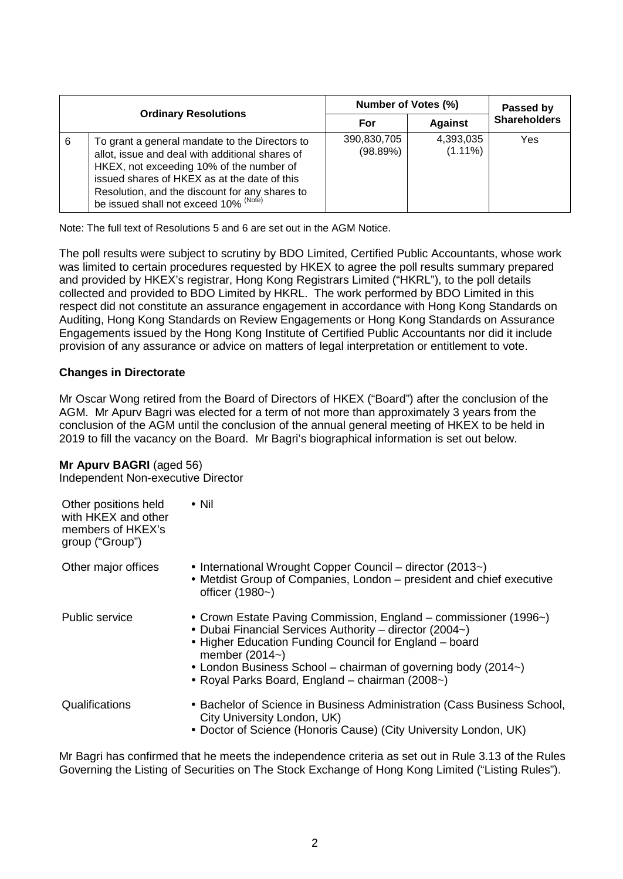| Ordinary Resolutions | | Number of Votes (%) | | Passed by Shareholders |
|---|---|---|---|---|
| | | For | Against | |
| 6 | To grant a general mandate to the Directors to allot, issue and deal with additional shares of HKEX, not exceeding 10% of the number of issued shares of HKEX as at the date of this Resolution, and the discount for any shares to be issued shall not exceed 10% (Note) | 390,830,705 (98.89%) | 4,393,035 (1.11%) | Yes |

Note: The full text of Resolutions 5 and 6 are set out in the AGM Notice.

The poll results were subject to scrutiny by BDO Limited, Certified Public Accountants, whose work was limited to certain procedures requested by HKEX to agree the poll results summary prepared and provided by HKEX's registrar, Hong Kong Registrars Limited ("HKRL"), to the poll details collected and provided to BDO Limited by HKRL. The work performed by BDO Limited in this respect did not constitute an assurance engagement in accordance with Hong Kong Standards on Auditing, Hong Kong Standards on Review Engagements or Hong Kong Standards on Assurance Engagements issued by the Hong Kong Institute of Certified Public Accountants nor did it include provision of any assurance or advice on matters of legal interpretation or entitlement to vote.

**Changes in Directorate**

Mr Oscar Wong retired from the Board of Directors of HKEX ("Board") after the conclusion of the AGM. Mr Apurv Bagri was elected for a term of not more than approximately 3 years from the conclusion of the AGM until the conclusion of the annual general meeting of HKEX to be held in 2019 to fill the vacancy on the Board. Mr Bagri's biographical information is set out below.

**Mr Apurv BAGRI** (aged 56)
Independent Non-executive Director

| | |
|---|---|
| Other positions held with HKEX and other members of HKEX's group ("Group") | • Nil |
| Other major offices | • International Wrought Copper Council – director (2013~)<br>• Metdist Group of Companies, London – president and chief executive officer (1980~) |
| Public service | • Crown Estate Paving Commission, England – commissioner (1996~)<br>• Dubai Financial Services Authority – director (2004~)<br>• Higher Education Funding Council for England – board member (2014~)<br>• London Business School – chairman of governing body (2014~)<br>• Royal Parks Board, England – chairman (2008~) |
| Qualifications | • Bachelor of Science in Business Administration (Cass Business School, City University London, UK)<br>• Doctor of Science (Honoris Cause) (City University London, UK) |

Mr Bagri has confirmed that he meets the independence criteria as set out in Rule 3.13 of the Rules Governing the Listing of Securities on The Stock Exchange of Hong Kong Limited ("Listing Rules").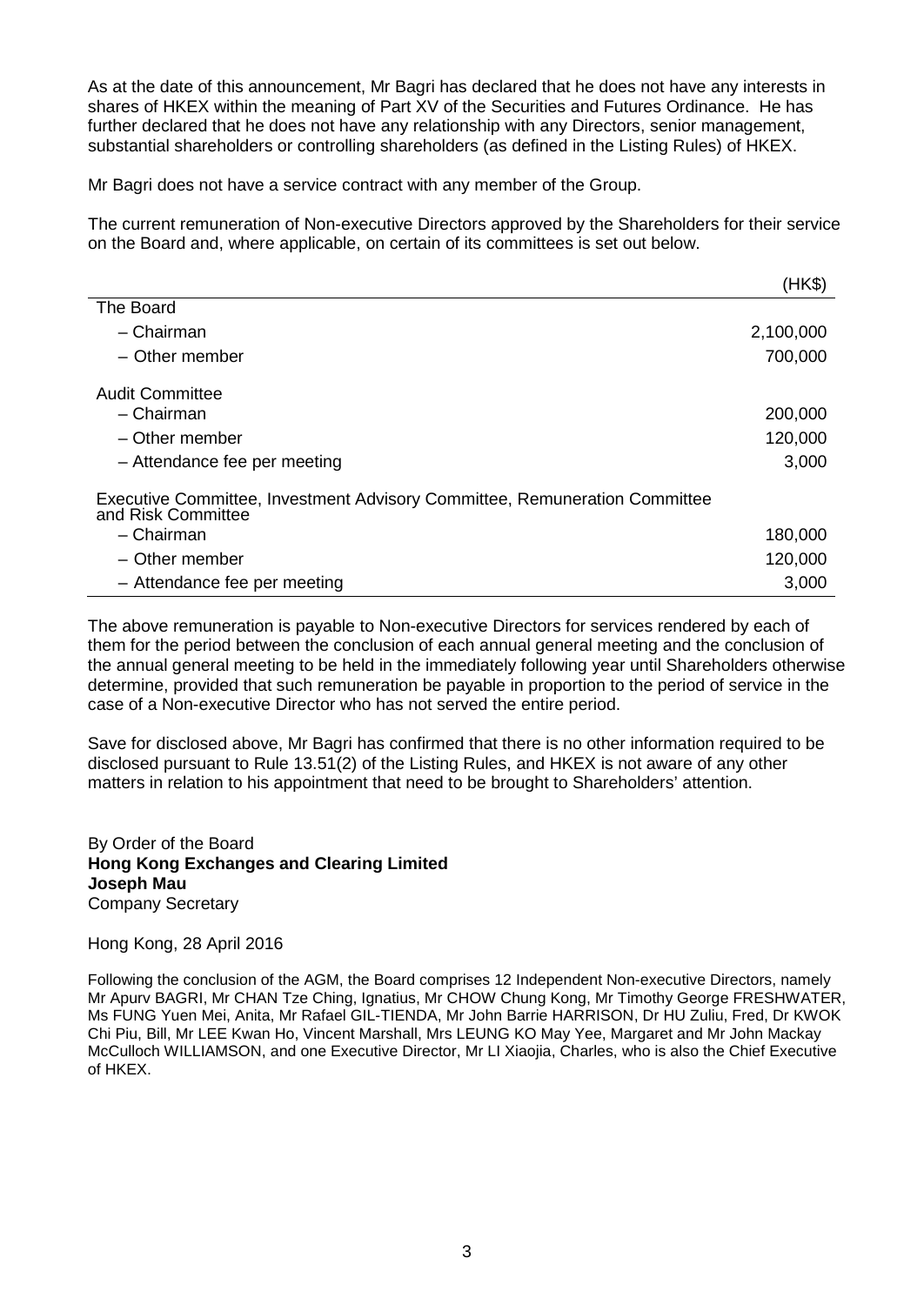As at the date of this announcement, Mr Bagri has declared that he does not have any interests in shares of HKEX within the meaning of Part XV of the Securities and Futures Ordinance. He has further declared that he does not have any relationship with any Directors, senior management, substantial shareholders or controlling shareholders (as defined in the Listing Rules) of HKEX.

Mr Bagri does not have a service contract with any member of the Group.

The current remuneration of Non-executive Directors approved by the Shareholders for their service on the Board and, where applicable, on certain of its committees is set out below.

| | (HK$) |
|---|---|
| The Board | |
| – Chairman | 2,100,000 |
| – Other member | 700,000 |
| Audit Committee | |
| – Chairman | 200,000 |
| – Other member | 120,000 |
| – Attendance fee per meeting | 3,000 |
| Executive Committee, Investment Advisory Committee, Remuneration Committee and Risk Committee | |
| – Chairman | 180,000 |
| – Other member | 120,000 |
| – Attendance fee per meeting | 3,000 |

The above remuneration is payable to Non-executive Directors for services rendered by each of them for the period between the conclusion of each annual general meeting and the conclusion of the annual general meeting to be held in the immediately following year until Shareholders otherwise determine, provided that such remuneration be payable in proportion to the period of service in the case of a Non-executive Director who has not served the entire period.

Save for disclosed above, Mr Bagri has confirmed that there is no other information required to be disclosed pursuant to Rule 13.51(2) of the Listing Rules, and HKEX is not aware of any other matters in relation to his appointment that need to be brought to Shareholders' attention.

By Order of the Board
**Hong Kong Exchanges and Clearing Limited**
**Joseph Mau**
Company Secretary

Hong Kong, 28 April 2016

Following the conclusion of the AGM, the Board comprises 12 Independent Non-executive Directors, namely Mr Apurv BAGRI, Mr CHAN Tze Ching, Ignatius, Mr CHOW Chung Kong, Mr Timothy George FRESHWATER, Ms FUNG Yuen Mei, Anita, Mr Rafael GIL-TIENDA, Mr John Barrie HARRISON, Dr HU Zuliu, Fred, Dr KWOK Chi Piu, Bill, Mr LEE Kwan Ho, Vincent Marshall, Mrs LEUNG KO May Yee, Margaret and Mr John Mackay McCulloch WILLIAMSON, and one Executive Director, Mr LI Xiaojia, Charles, who is also the Chief Executive of HKEX.